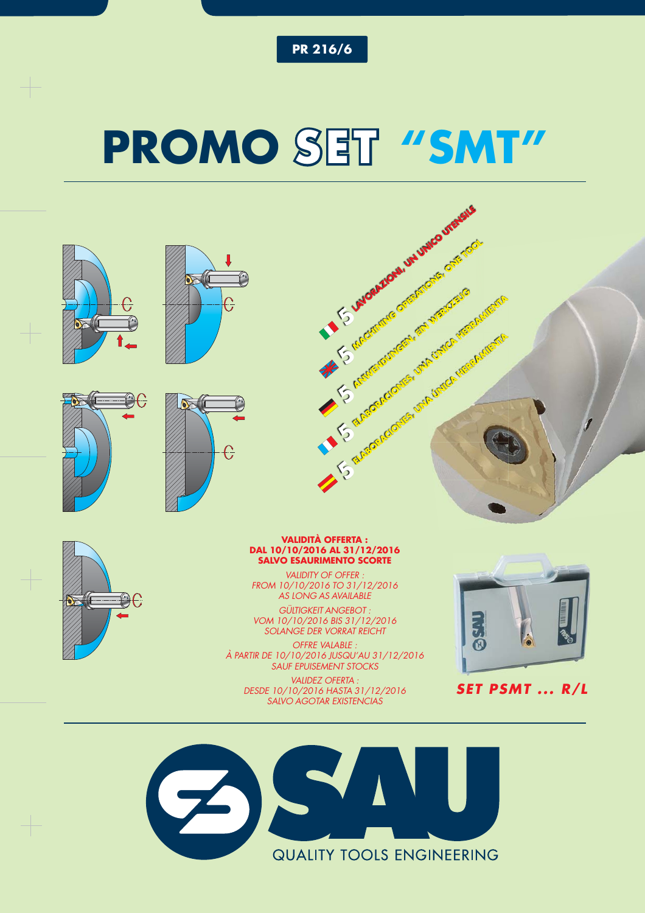PR 216/6

# PROMO SET "SMT"

5 LAVORAZIONI, UN UNICO UTENSILE

5 MACHINING OPERATIONS, ONE TOOL

5 ANWENDUNGEN, EIN WERKZEUG

5 ELABORACIONES, UNA ÚNICA HERRAMIENTA

5 ELABORACIONES, UNA ÚNICA HERRAMIENTA

**VALIDITÀ OFFERTA :**
**DAL 10/10/2016 AL 31/12/2016**
**SALVO ESAURIMENTO SCORTE**

*VALIDITY OF OFFER :*
*FROM 10/10/2016 TO 31/12/2016*
*AS LONG AS AVAILABLE*

*GÜLTIGKEIT ANGEBOT :*
*VOM 10/10/2016 BIS 31/12/2016*
*SOLANGE DER VORRAT REICHT*

*OFFRE VALABLE :*
*À PARTIR DE 10/10/2016 JUSQU'AU 31/12/2016*
*SAUF EPUISEMENT STOCKS*

*VALIDEZ OFERTA :*
*DESDE 10/10/2016 HASTA 31/12/2016*
*SALVO AGOTAR EXISTENCIAS*

***SET PSMT ... R/L***

SAU

QUALITY TOOLS ENGINEERING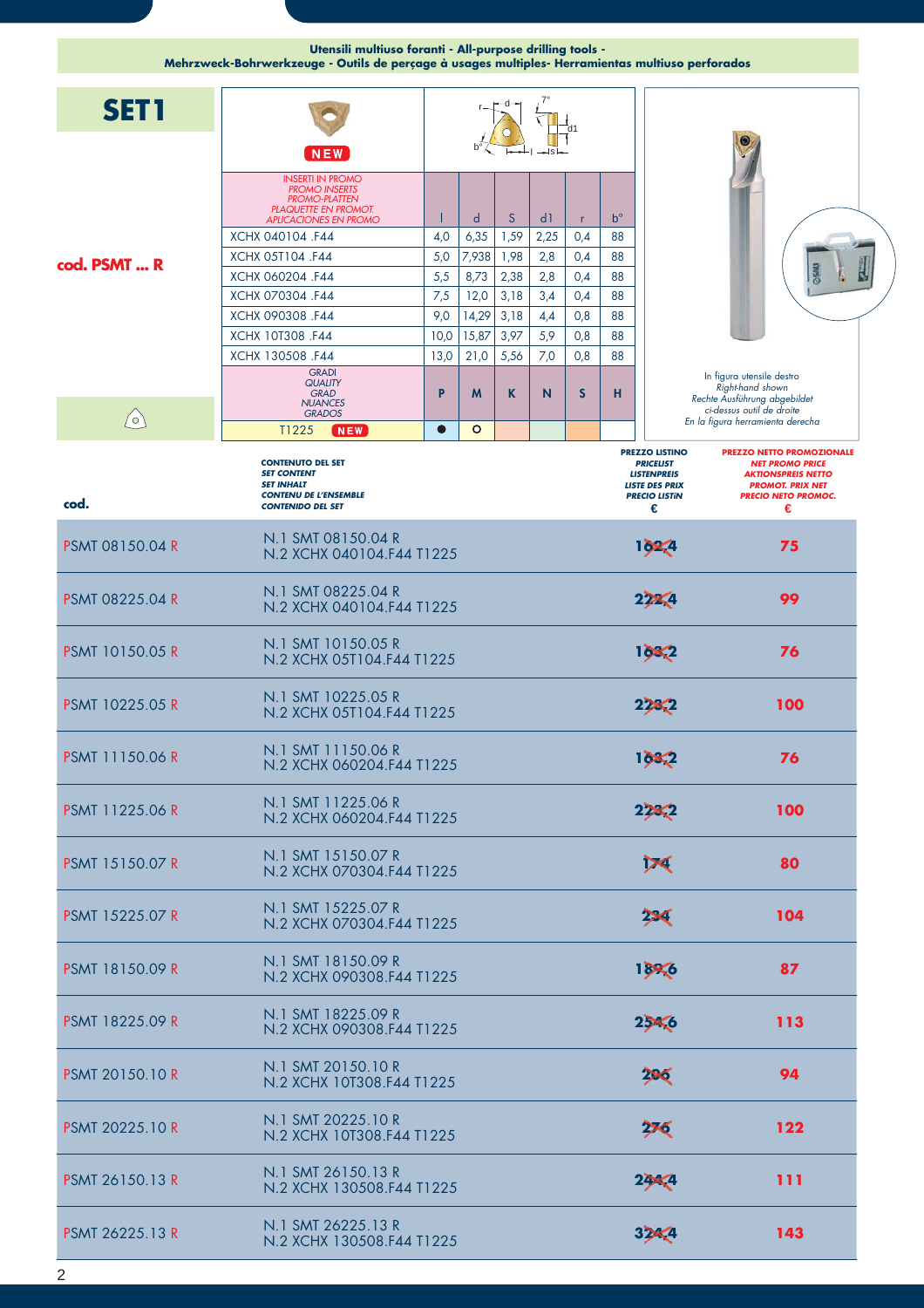**Utensili multiuso foranti - All-purpose drilling tools -
Mehrzweck-Bohrwerkzeuge - Outils de perçage à usages multiples- Herramientas multiuso perforados**

# SET 1

**cod. PSMT ... R**

NEW

| INSERTI IN PROMO / PROMO INSERTS / PROMO-PLATTEN / PLAQUETTE EN PROMOT. / APLICACIONES EN PROMO | l | d | S | d1 | r | b° |
|---|---|---|---|---|---|---|
| XCHX 040104 .F44 | 4,0 | 6,35 | 1,59 | 2,25 | 0,4 | 88 |
| XCHX 05T104 .F44 | 5,0 | 7,938 | 1,98 | 2,8 | 0,4 | 88 |
| XCHX 060204 .F44 | 5,5 | 8,73 | 2,38 | 2,8 | 0,4 | 88 |
| XCHX 070304 .F44 | 7,5 | 12,0 | 3,18 | 3,4 | 0,4 | 88 |
| XCHX 090308 .F44 | 9,0 | 14,29 | 3,18 | 4,4 | 0,8 | 88 |
| XCHX 10T308 .F44 | 10,0 | 15,87 | 3,97 | 5,9 | 0,8 | 88 |
| XCHX 130508 .F44 | 13,0 | 21,0 | 5,56 | 7,0 | 0,8 | 88 |
| GRADI / QUALITY / GRAD / NUANCES / GRADOS | P | M | K | N | S | H |
| T1225 NEW | ● | ○ | | | | |

In figura utensile destro
Right-hand shown
Rechte Ausführung abgebildet
ci-dessus outil de droite
En la figura herramienta derecha

| cod. | CONTENUTO DEL SET / SET CONTENT / SET INHALT / CONTENU DE L'ENSEMBLE / CONTENIDO DEL SET | PREZZO LISTINO / PRICELIST / LISTENPREIS / LISTE DES PRIX / PRECIO LISTÍN € | PREZZO NETTO PROMOZIONALE / NET PROMO PRICE / AKTIONSPREIS NETTO / PROMOT. PRIX NET / PRECIO NETO PROMOC. € |
|---|---|---|---|
| PSMT 08150.04 R | N.1 SMT 08150.04 R<br>N.2 XCHX 040104.F44 T1225 | ~~162,4~~ | **75** |
| PSMT 08225.04 R | N.1 SMT 08225.04 R<br>N.2 XCHX 040104.F44 T1225 | ~~222,4~~ | **99** |
| PSMT 10150.05 R | N.1 SMT 10150.05 R<br>N.2 XCHX 05T104.F44 T1225 | ~~168,2~~ | **76** |
| PSMT 10225.05 R | N.1 SMT 10225.05 R<br>N.2 XCHX 05T104.F44 T1225 | ~~228,2~~ | **100** |
| PSMT 11150.06 R | N.1 SMT 11150.06 R<br>N.2 XCHX 060204.F44 T1225 | ~~168,2~~ | **76** |
| PSMT 11225.06 R | N.1 SMT 11225.06 R<br>N.2 XCHX 060204.F44 T1225 | ~~228,2~~ | **100** |
| PSMT 15150.07 R | N.1 SMT 15150.07 R<br>N.2 XCHX 070304.F44 T1225 | ~~174~~ | **80** |
| PSMT 15225.07 R | N.1 SMT 15225.07 R<br>N.2 XCHX 070304.F44 T1225 | ~~234~~ | **104** |
| PSMT 18150.09 R | N.1 SMT 18150.09 R<br>N.2 XCHX 090308.F44 T1225 | ~~189,6~~ | **87** |
| PSMT 18225.09 R | N.1 SMT 18225.09 R<br>N.2 XCHX 090308.F44 T1225 | ~~254,6~~ | **113** |
| PSMT 20150.10 R | N.1 SMT 20150.10 R<br>N.2 XCHX 10T308.F44 T1225 | ~~206~~ | **94** |
| PSMT 20225.10 R | N.1 SMT 20225.10 R<br>N.2 XCHX 10T308.F44 T1225 | ~~276~~ | **122** |
| PSMT 26150.13 R | N.1 SMT 26150.13 R<br>N.2 XCHX 130508.F44 T1225 | ~~244,4~~ | **111** |
| PSMT 26225.13 R | N.1 SMT 26225.13 R<br>N.2 XCHX 130508.F44 T1225 | ~~324,4~~ | **143** |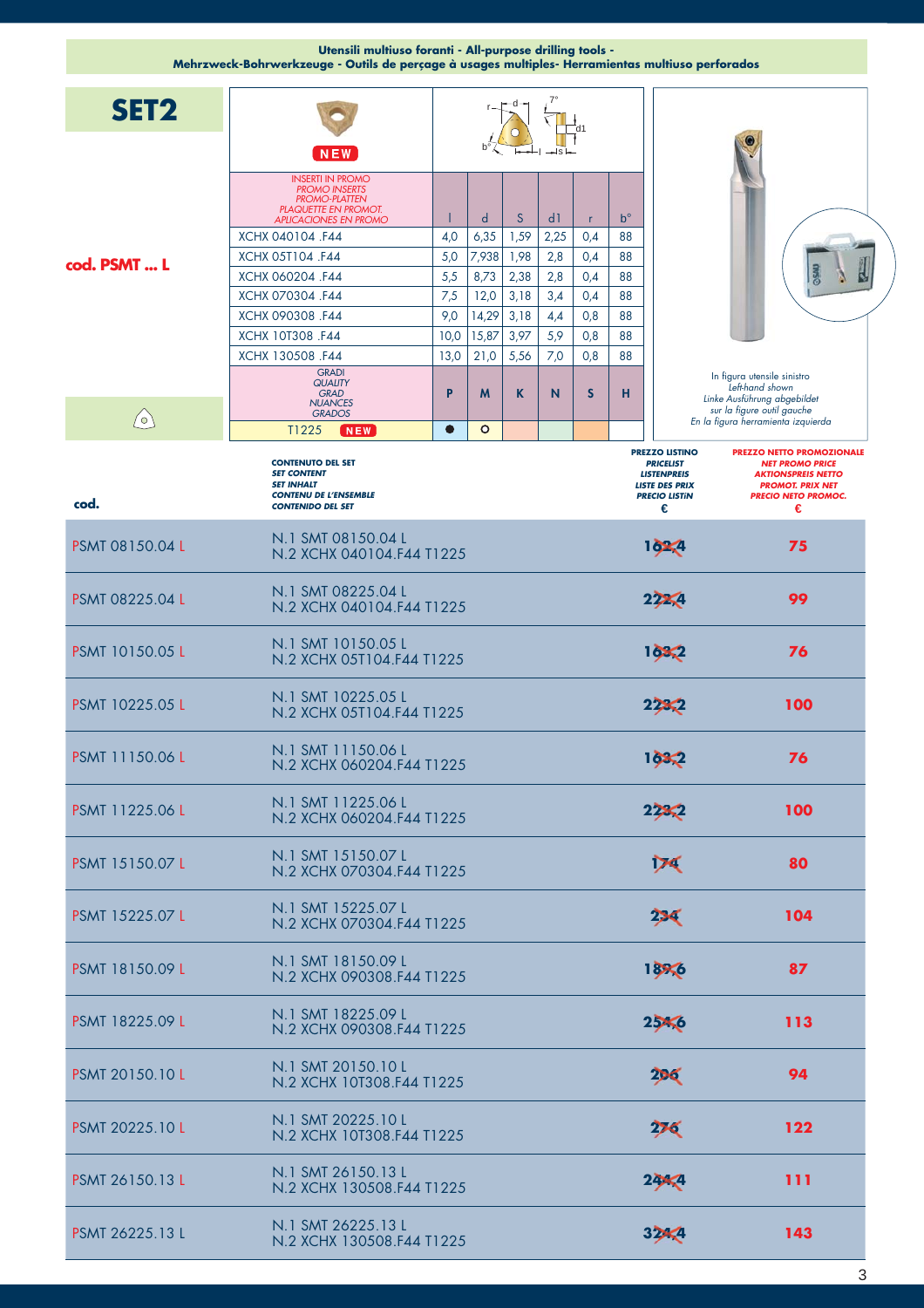**Utensili multiuso foranti - All-purpose drilling tools - Mehrzweck-Bohrwerkzeuge - Outils de perçage à usages multiples- Herramientas multiuso perforados**

# SET2

**cod. PSMT ... L**

NEW

| INSERTI IN PROMO / PROMO INSERTS / PROMO-PLATTEN / PLAQUETTE EN PROMOT. / APLICACIONES EN PROMO | l | d | S | d1 | r | b° |
|---|---|---|---|---|---|---|
| XCHX 040104 .F44 | 4,0 | 6,35 | 1,59 | 2,25 | 0,4 | 88 |
| XCHX 05T104 .F44 | 5,0 | 7,938 | 1,98 | 2,8 | 0,4 | 88 |
| XCHX 060204 .F44 | 5,5 | 8,73 | 2,38 | 2,8 | 0,4 | 88 |
| XCHX 070304 .F44 | 7,5 | 12,0 | 3,18 | 3,4 | 0,4 | 88 |
| XCHX 090308 .F44 | 9,0 | 14,29 | 3,18 | 4,4 | 0,8 | 88 |
| XCHX 10T308 .F44 | 10,0 | 15,87 | 3,97 | 5,9 | 0,8 | 88 |
| XCHX 130508 .F44 | 13,0 | 21,0 | 5,56 | 7,0 | 0,8 | 88 |

| GRADI / QUALITY / GRAD / NUANCES / GRADOS | P | M | K | N | S | H |
|---|---|---|---|---|---|---|
| T1225 NEW | ● | ○ | | | | |

In figura utensile sinistro
Left-hand shown
Linke Ausführung abgebildet
sur la figure outil gauche
En la figura herramienta izquierda

| cod. | CONTENUTO DEL SET / SET CONTENT / SET INHALT / CONTENU DE L'ENSEMBLE / CONTENIDO DEL SET | PREZZO LISTINO / PRICELIST / LISTENPREIS / LISTE DES PRIX / PRECIO LISTIN € | PREZZO NETTO PROMOZIONALE / NET PROMO PRICE / AKTIONSPREIS NETTO / PROMOT. PRIX NET / PRECIO NETO PROMOC. € |
|---|---|---|---|
| PSMT 08150.04 L | N.1 SMT 08150.04 L<br>N.2 XCHX 040104.F44 T1225 | ~~162,4~~ | 75 |
| PSMT 08225.04 L | N.1 SMT 08225.04 L<br>N.2 XCHX 040104.F44 T1225 | ~~222,4~~ | 99 |
| PSMT 10150.05 L | N.1 SMT 10150.05 L<br>N.2 XCHX 05T104.F44 T1225 | ~~163,2~~ | 76 |
| PSMT 10225.05 L | N.1 SMT 10225.05 L<br>N.2 XCHX 05T104.F44 T1225 | ~~223,2~~ | 100 |
| PSMT 11150.06 L | N.1 SMT 11150.06 L<br>N.2 XCHX 060204.F44 T1225 | ~~163,2~~ | 76 |
| PSMT 11225.06 L | N.1 SMT 11225.06 L<br>N.2 XCHX 060204.F44 T1225 | ~~223,2~~ | 100 |
| PSMT 15150.07 L | N.1 SMT 15150.07 L<br>N.2 XCHX 070304.F44 T1225 | ~~174~~ | 80 |
| PSMT 15225.07 L | N.1 SMT 15225.07 L<br>N.2 XCHX 070304.F44 T1225 | ~~234~~ | 104 |
| PSMT 18150.09 L | N.1 SMT 18150.09 L<br>N.2 XCHX 090308.F44 T1225 | ~~189,6~~ | 87 |
| PSMT 18225.09 L | N.1 SMT 18225.09 L<br>N.2 XCHX 090308.F44 T1225 | ~~254,6~~ | 113 |
| PSMT 20150.10 L | N.1 SMT 20150.10 L<br>N.2 XCHX 10T308.F44 T1225 | ~~206~~ | 94 |
| PSMT 20225.10 L | N.1 SMT 20225.10 L<br>N.2 XCHX 10T308.F44 T1225 | ~~276~~ | 122 |
| PSMT 26150.13 L | N.1 SMT 26150.13 L<br>N.2 XCHX 130508.F44 T1225 | ~~244,4~~ | 111 |
| PSMT 26225.13 L | N.1 SMT 26225.13 L<br>N.2 XCHX 130508.F44 T1225 | ~~324,4~~ | 143 |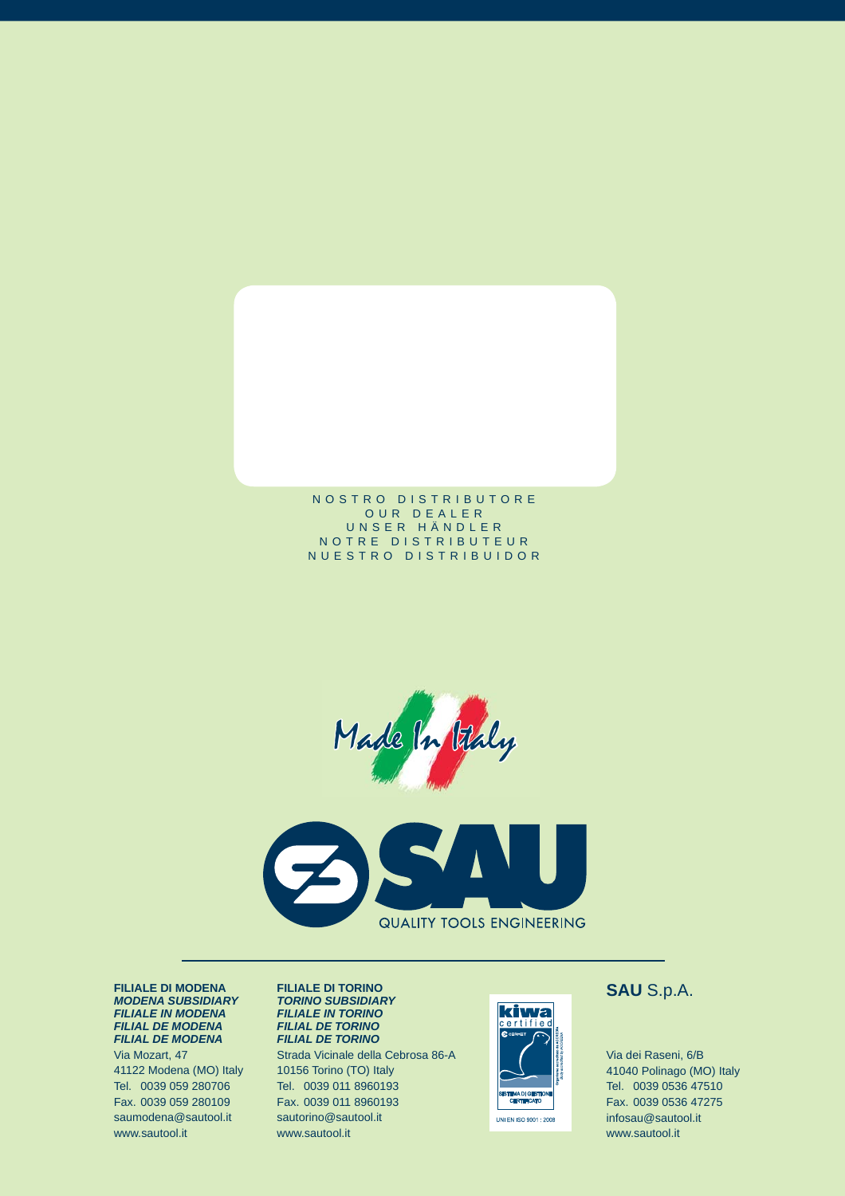NOSTRO DISTRIBUTORE
OUR DEALER
UNSER HÄNDLER
NOTRE DISTRIBUTEUR
NUESTRO DISTRIBUIDOR

Made In Italy

SAU

QUALITY TOOLS ENGINEERING

**FILIALE DI MODENA**
***MODENA SUBSIDIARY***
***FILIALE IN MODENA***
***FILIAL DE MODENA***
***FILIAL DE MODENA***
Via Mozart, 47
41122 Modena (MO) Italy
Tel. 0039 059 280706
Fax. 0039 059 280109
saumodena@sautool.it
www.sautool.it

**FILIALE DI TORINO**
***TORINO SUBSIDIARY***
***FILIALE IN TORINO***
***FILIAL DE TORINO***
***FILIAL DE TORINO***
Strada Vicinale della Cebrosa 86-A
10156 Torino (TO) Italy
Tel. 0039 011 8960193
Fax. 0039 011 8960193
sautorino@sautool.it
www.sautool.it

kiwa certified
CERMET
SISTEMA DI GESTIONE CERTIFICATO
UNI EN ISO 9001 : 2008

## **SAU** S.p.A.

Via dei Raseni, 6/B
41040 Polinago (MO) Italy
Tel. 0039 0536 47510
Fax. 0039 0536 47275
infosau@sautool.it
www.sautool.it